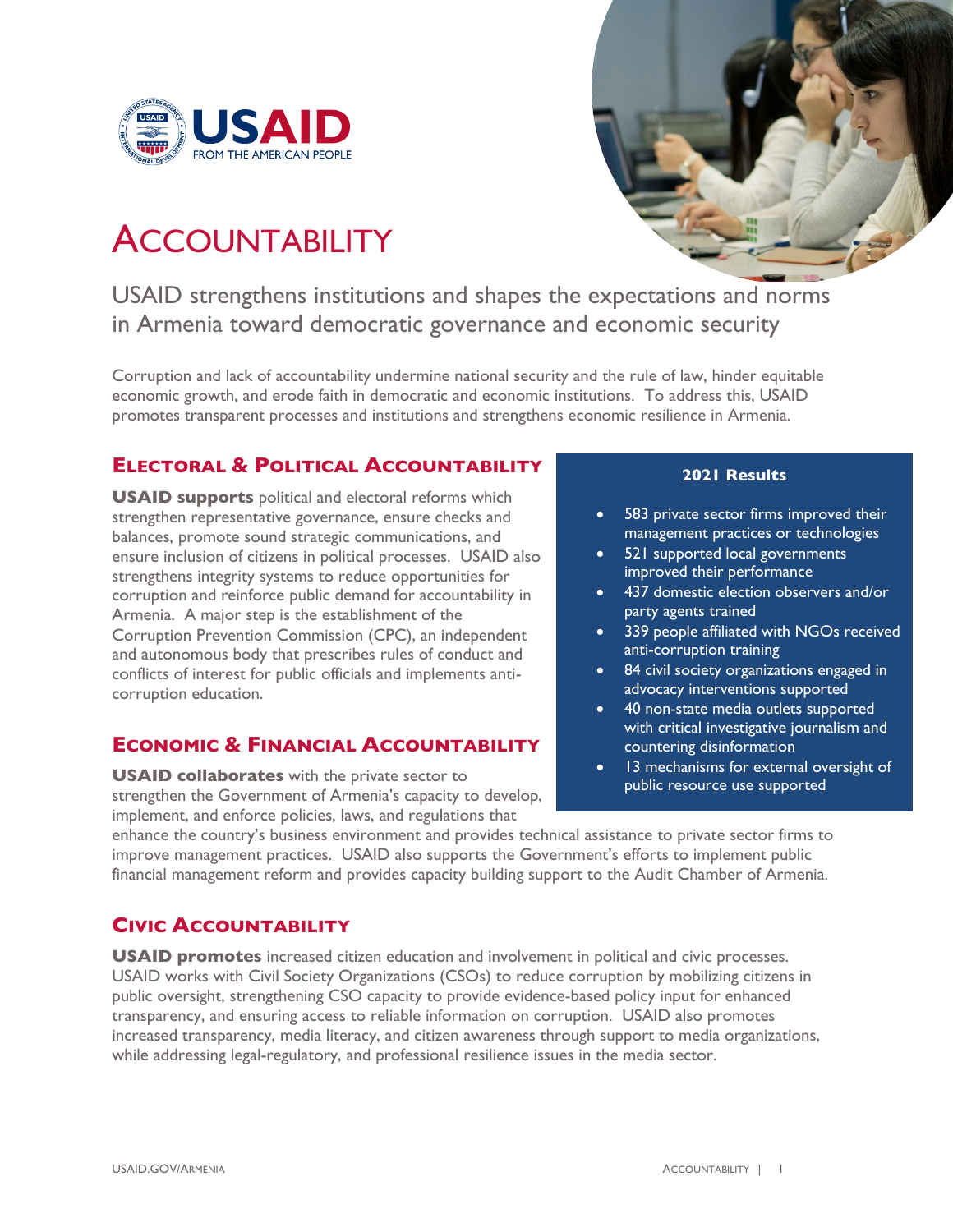USAID
FROM THE AMERICAN PEOPLE

# ACCOUNTABILITY

## USAID strengthens institutions and shapes the expectations and norms in Armenia toward democratic governance and economic security

Corruption and lack of accountability undermine national security and the rule of law, hinder equitable economic growth, and erode faith in democratic and economic institutions. To address this, USAID promotes transparent processes and institutions and strengthens economic resilience in Armenia.

### ELECTORAL & POLITICAL ACCOUNTABILITY

**USAID supports** political and electoral reforms which strengthen representative governance, ensure checks and balances, promote sound strategic communications, and ensure inclusion of citizens in political processes. USAID also strengthens integrity systems to reduce opportunities for corruption and reinforce public demand for accountability in Armenia. A major step is the establishment of the Corruption Prevention Commission (CPC), an independent and autonomous body that prescribes rules of conduct and conflicts of interest for public officials and implements anti-corruption education.

### ECONOMIC & FINANCIAL ACCOUNTABILITY

**USAID collaborates** with the private sector to strengthen the Government of Armenia's capacity to develop, implement, and enforce policies, laws, and regulations that enhance the country's business environment and provides technical assistance to private sector firms to improve management practices. USAID also supports the Government's efforts to implement public financial management reform and provides capacity building support to the Audit Chamber of Armenia.

**2021 Results**

- 583 private sector firms improved their management practices or technologies
- 521 supported local governments improved their performance
- 437 domestic election observers and/or party agents trained
- 339 people affiliated with NGOs received anti-corruption training
- 84 civil society organizations engaged in advocacy interventions supported
- 40 non-state media outlets supported with critical investigative journalism and countering disinformation
- 13 mechanisms for external oversight of public resource use supported

### CIVIC ACCOUNTABILITY

**USAID promotes** increased citizen education and involvement in political and civic processes. USAID works with Civil Society Organizations (CSOs) to reduce corruption by mobilizing citizens in public oversight, strengthening CSO capacity to provide evidence-based policy input for enhanced transparency, and ensuring access to reliable information on corruption. USAID also promotes increased transparency, media literacy, and citizen awareness through support to media organizations, while addressing legal-regulatory, and professional resilience issues in the media sector.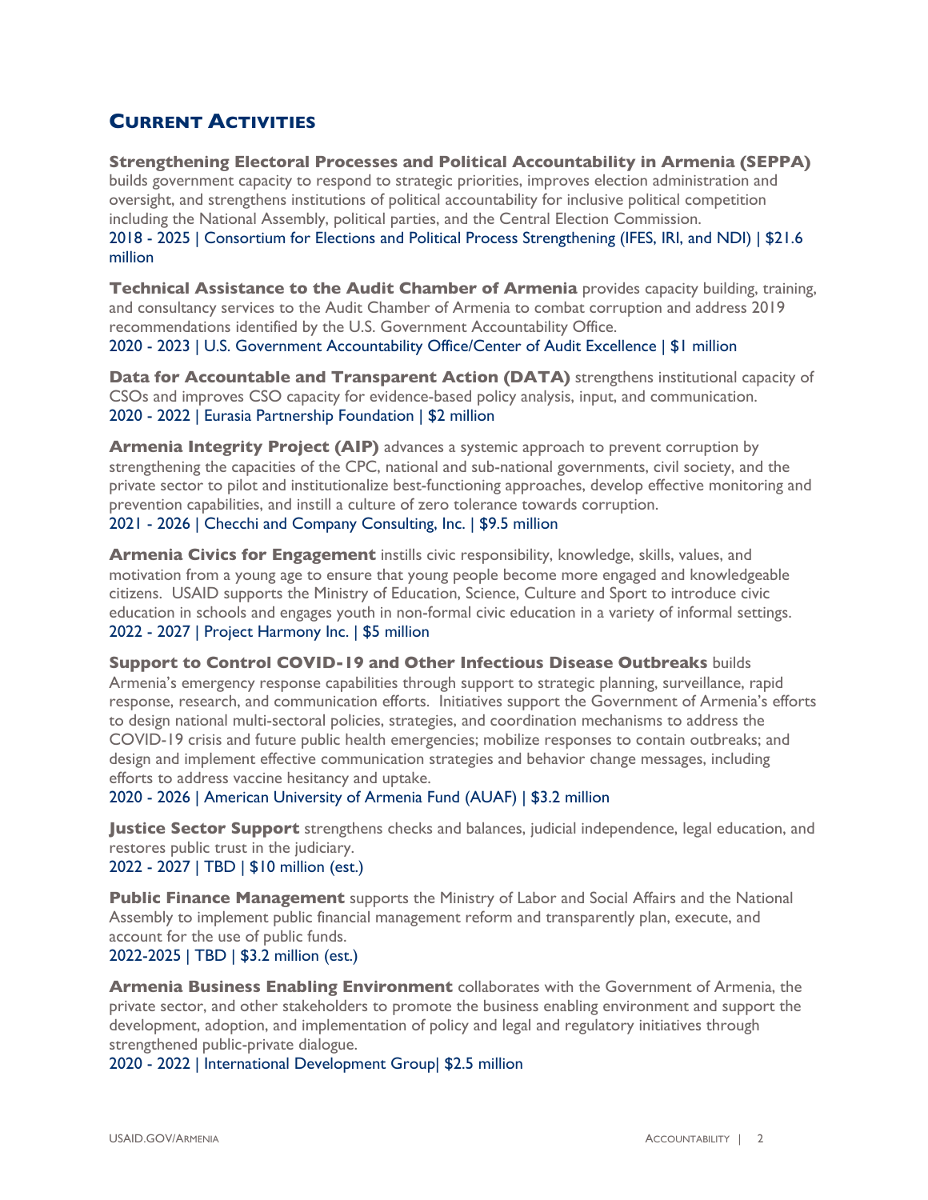## Current Activities

**Strengthening Electoral Processes and Political Accountability in Armenia (SEPPA)** builds government capacity to respond to strategic priorities, improves election administration and oversight, and strengthens institutions of political accountability for inclusive political competition including the National Assembly, political parties, and the Central Election Commission.
2018 - 2025 | Consortium for Elections and Political Process Strengthening (IFES, IRI, and NDI) | $21.6 million

**Technical Assistance to the Audit Chamber of Armenia** provides capacity building, training, and consultancy services to the Audit Chamber of Armenia to combat corruption and address 2019 recommendations identified by the U.S. Government Accountability Office.
2020 - 2023 | U.S. Government Accountability Office/Center of Audit Excellence | $1 million

**Data for Accountable and Transparent Action (DATA)** strengthens institutional capacity of CSOs and improves CSO capacity for evidence-based policy analysis, input, and communication.
2020 - 2022 | Eurasia Partnership Foundation | $2 million

**Armenia Integrity Project (AIP)** advances a systemic approach to prevent corruption by strengthening the capacities of the CPC, national and sub-national governments, civil society, and the private sector to pilot and institutionalize best-functioning approaches, develop effective monitoring and prevention capabilities, and instill a culture of zero tolerance towards corruption.
2021 - 2026 | Checchi and Company Consulting, Inc. | $9.5 million

**Armenia Civics for Engagement** instills civic responsibility, knowledge, skills, values, and motivation from a young age to ensure that young people become more engaged and knowledgeable citizens. USAID supports the Ministry of Education, Science, Culture and Sport to introduce civic education in schools and engages youth in non-formal civic education in a variety of informal settings.
2022 - 2027 | Project Harmony Inc. | $5 million

**Support to Control COVID-19 and Other Infectious Disease Outbreaks** builds Armenia's emergency response capabilities through support to strategic planning, surveillance, rapid response, research, and communication efforts. Initiatives support the Government of Armenia's efforts to design national multi-sectoral policies, strategies, and coordination mechanisms to address the COVID-19 crisis and future public health emergencies; mobilize responses to contain outbreaks; and design and implement effective communication strategies and behavior change messages, including efforts to address vaccine hesitancy and uptake.
2020 - 2026 | American University of Armenia Fund (AUAF) | $3.2 million

**Justice Sector Support** strengthens checks and balances, judicial independence, legal education, and restores public trust in the judiciary.
2022 - 2027 | TBD | $10 million (est.)

**Public Finance Management** supports the Ministry of Labor and Social Affairs and the National Assembly to implement public financial management reform and transparently plan, execute, and account for the use of public funds.
2022-2025 | TBD | $3.2 million (est.)

**Armenia Business Enabling Environment** collaborates with the Government of Armenia, the private sector, and other stakeholders to promote the business enabling environment and support the development, adoption, and implementation of policy and legal and regulatory initiatives through strengthened public-private dialogue.
2020 - 2022 | International Development Group| $2.5 million